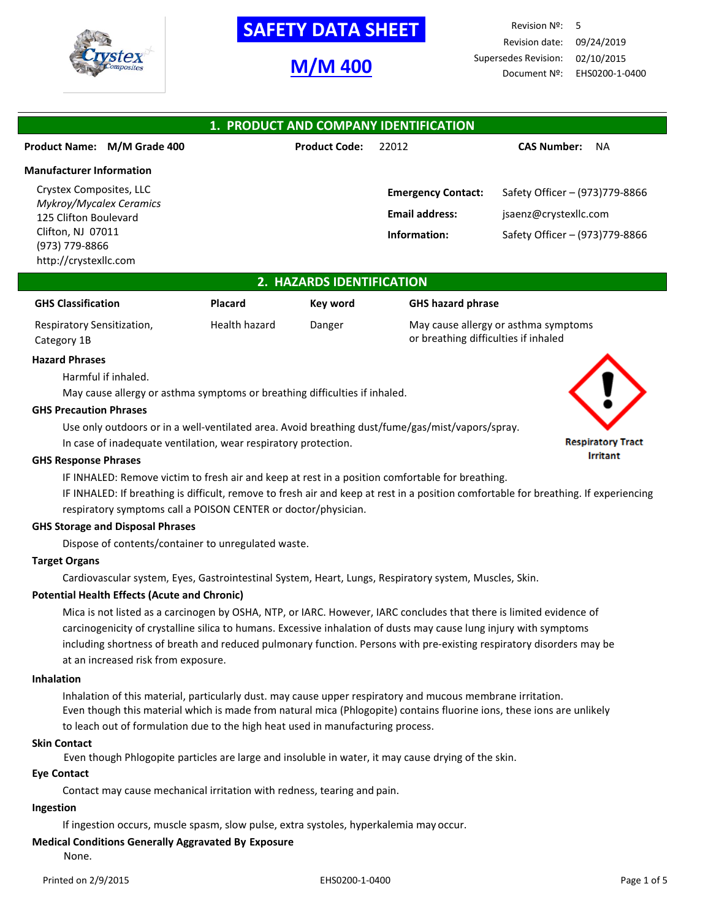# SAFETY DATA SHEET

## M/M 400

Revision Nº: 5
Revision date: 09/24/2019
Supersedes Revision: 02/10/2015
Document Nº: EHS0200-1-0400

## 1. PRODUCT AND COMPANY IDENTIFICATION

**Product Name:** M/M Grade 400 **Product Code:** 22012 **CAS Number:** NA

**Manufacturer Information**

Crystex Composites, LLC
*Mykroy/Mycalex Ceramics*
125 Clifton Boulevard
Clifton, NJ 07011
(973) 779-8866
http://crystexllc.com

**Emergency Contact:** Safety Officer – (973)779-8866
**Email address:** jsaenz@crystexllc.com
**Information:** Safety Officer – (973)779-8866

## 2. HAZARDS IDENTIFICATION

| GHS Classification | Placard | Key word | GHS hazard phrase |
|---|---|---|---|
| Respiratory Sensitization, Category 1B | Health hazard | Danger | May cause allergy or asthma symptoms or breathing difficulties if inhaled |

**Hazard Phrases**

Harmful if inhaled.
May cause allergy or asthma symptoms or breathing difficulties if inhaled.

Respiratory Tract Irritant

**GHS Precaution Phrases**

Use only outdoors or in a well-ventilated area. Avoid breathing dust/fume/gas/mist/vapors/spray.
In case of inadequate ventilation, wear respiratory protection.

**GHS Response Phrases**

IF INHALED: Remove victim to fresh air and keep at rest in a position comfortable for breathing.
IF INHALED: If breathing is difficult, remove to fresh air and keep at rest in a position comfortable for breathing. If experiencing respiratory symptoms call a POISON CENTER or doctor/physician.

**GHS Storage and Disposal Phrases**

Dispose of contents/container to unregulated waste.

**Target Organs**

Cardiovascular system, Eyes, Gastrointestinal System, Heart, Lungs, Respiratory system, Muscles, Skin.

**Potential Health Effects (Acute and Chronic)**

Mica is not listed as a carcinogen by OSHA, NTP, or IARC. However, IARC concludes that there is limited evidence of carcinogenicity of crystalline silica to humans. Excessive inhalation of dusts may cause lung injury with symptoms including shortness of breath and reduced pulmonary function. Persons with pre-existing respiratory disorders may be at an increased risk from exposure.

**Inhalation**

Inhalation of this material, particularly dust. may cause upper respiratory and mucous membrane irritation.
Even though this material which is made from natural mica (Phlogopite) contains fluorine ions, these ions are unlikely to leach out of formulation due to the high heat used in manufacturing process.

**Skin Contact**

Even though Phlogopite particles are large and insoluble in water, it may cause drying of the skin.

**Eye Contact**

Contact may cause mechanical irritation with redness, tearing and pain.

**Ingestion**

If ingestion occurs, muscle spasm, slow pulse, extra systoles, hyperkalemia may occur.

**Medical Conditions Generally Aggravated By Exposure**

None.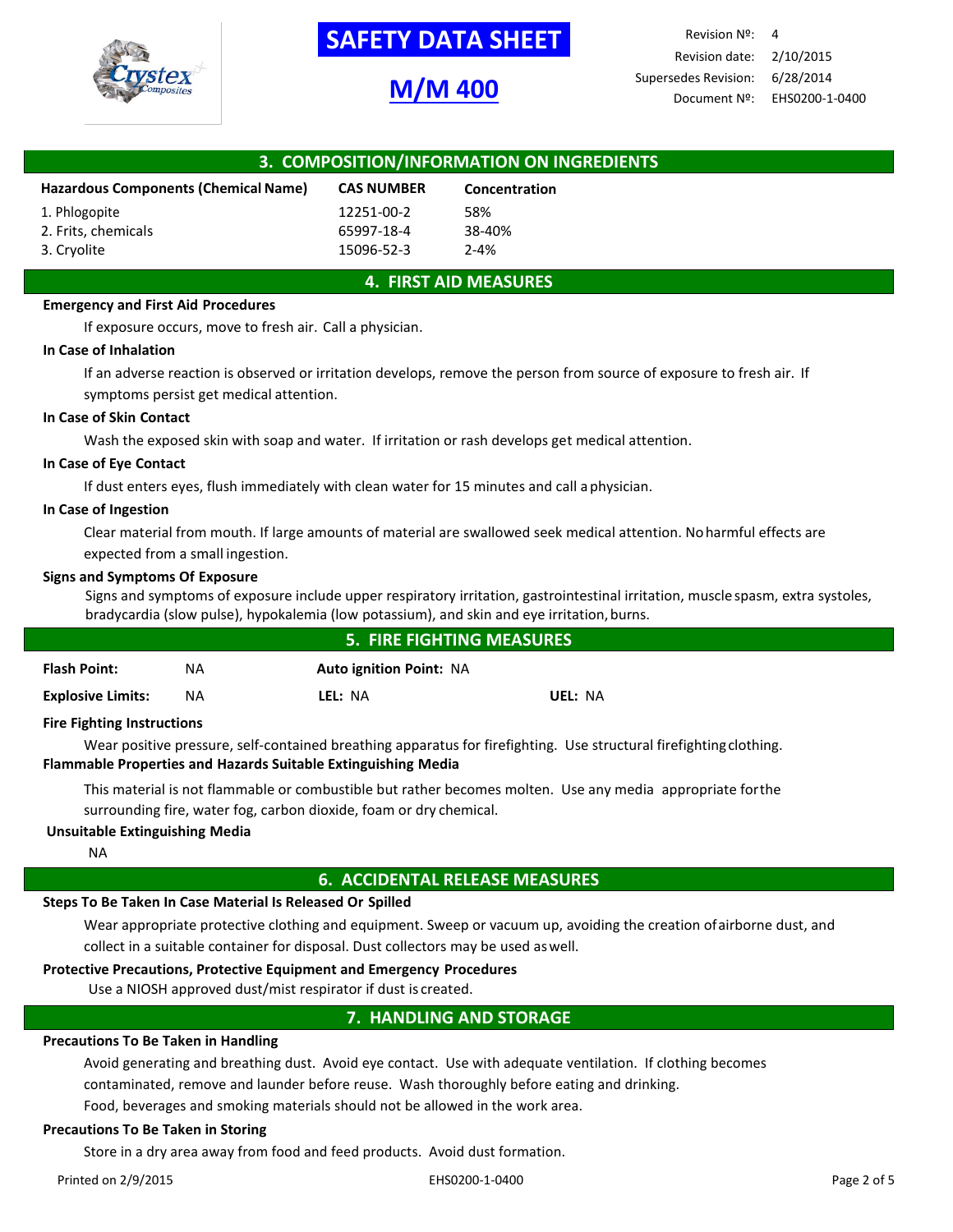## 3. COMPOSITION/INFORMATION ON INGREDIENTS

| Hazardous Components (Chemical Name) | CAS NUMBER | Concentration |
|---|---|---|
| 1. Phlogopite | 12251-00-2 | 58% |
| 2. Frits, chemicals | 65997-18-4 | 38-40% |
| 3. Cryolite | 15096-52-3 | 2-4% |

## 4. FIRST AID MEASURES

**Emergency and First Aid Procedures**

If exposure occurs, move to fresh air. Call a physician.

**In Case of Inhalation**

If an adverse reaction is observed or irritation develops, remove the person from source of exposure to fresh air. If symptoms persist get medical attention.

**In Case of Skin Contact**

Wash the exposed skin with soap and water. If irritation or rash develops get medical attention.

**In Case of Eye Contact**

If dust enters eyes, flush immediately with clean water for 15 minutes and call a physician.

**In Case of Ingestion**

Clear material from mouth. If large amounts of material are swallowed seek medical attention. No harmful effects are expected from a small ingestion.

**Signs and Symptoms Of Exposure**

Signs and symptoms of exposure include upper respiratory irritation, gastrointestinal irritation, muscle spasm, extra systoles, bradycardia (slow pulse), hypokalemia (low potassium), and skin and eye irritation, burns.

## 5. FIRE FIGHTING MEASURES

**Flash Point:** NA **Auto ignition Point:** NA

**Explosive Limits:** NA **LEL:** NA **UEL:** NA

**Fire Fighting Instructions**

Wear positive pressure, self-contained breathing apparatus for firefighting. Use structural firefighting clothing.

**Flammable Properties and Hazards Suitable Extinguishing Media**

This material is not flammable or combustible but rather becomes molten. Use any media appropriate for the surrounding fire, water fog, carbon dioxide, foam or dry chemical.

**Unsuitable Extinguishing Media**

NA

## 6. ACCIDENTAL RELEASE MEASURES

**Steps To Be Taken In Case Material Is Released Or Spilled**

Wear appropriate protective clothing and equipment. Sweep or vacuum up, avoiding the creation of airborne dust, and collect in a suitable container for disposal. Dust collectors may be used as well.

**Protective Precautions, Protective Equipment and Emergency Procedures**

Use a NIOSH approved dust/mist respirator if dust is created.

## 7. HANDLING AND STORAGE

**Precautions To Be Taken in Handling**

Avoid generating and breathing dust. Avoid eye contact. Use with adequate ventilation. If clothing becomes contaminated, remove and launder before reuse. Wash thoroughly before eating and drinking.
Food, beverages and smoking materials should not be allowed in the work area.

**Precautions To Be Taken in Storing**

Store in a dry area away from food and feed products. Avoid dust formation.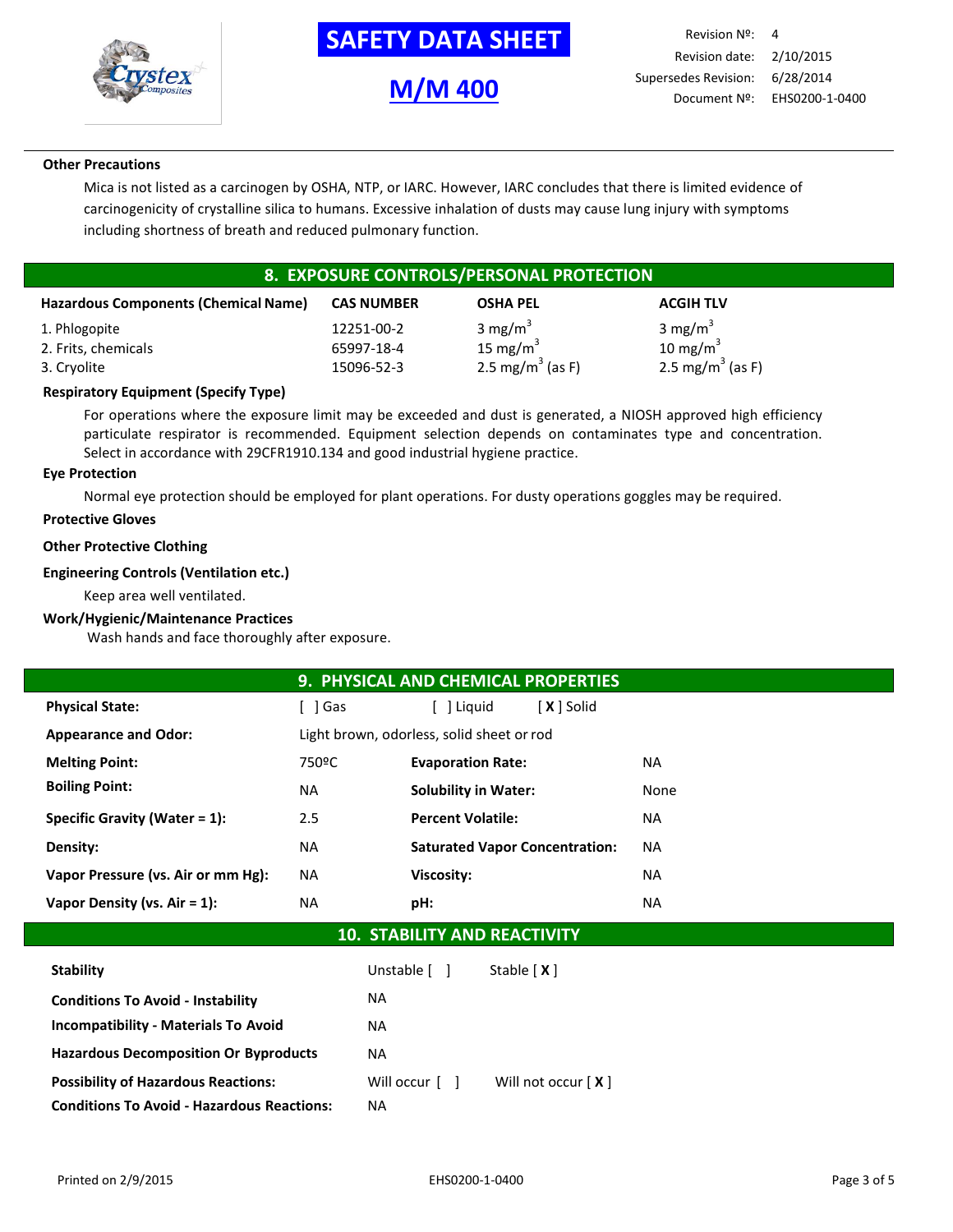**Other Precautions**

Mica is not listed as a carcinogen by OSHA, NTP, or IARC. However, IARC concludes that there is limited evidence of carcinogenicity of crystalline silica to humans. Excessive inhalation of dusts may cause lung injury with symptoms including shortness of breath and reduced pulmonary function.

## 8. EXPOSURE CONTROLS/PERSONAL PROTECTION

| Hazardous Components (Chemical Name) | CAS NUMBER | OSHA PEL | ACGIH TLV |
|---|---|---|---|
| 1. Phlogopite | 12251-00-2 | 3 $mg/m^3$ | 3 $mg/m^3$ |
| 2. Frits, chemicals | 65997-18-4 | 15 $mg/m^3$ | 10 $mg/m^3$ |
| 3. Cryolite | 15096-52-3 | 2.5 $mg/m^3$ (as F) | 2.5 $mg/m^3$ (as F) |

**Respiratory Equipment (Specify Type)**

For operations where the exposure limit may be exceeded and dust is generated, a NIOSH approved high efficiency particulate respirator is recommended. Equipment selection depends on contaminates type and concentration. Select in accordance with 29CFR1910.134 and good industrial hygiene practice.

**Eye Protection**

Normal eye protection should be employed for plant operations. For dusty operations goggles may be required.

**Protective Gloves**

**Other Protective Clothing**

**Engineering Controls (Ventilation etc.)**

Keep area well ventilated.

**Work/Hygienic/Maintenance Practices**

Wash hands and face thoroughly after exposure.

## 9. PHYSICAL AND CHEMICAL PROPERTIES

**Physical State:** [ ] Gas [ ] Liquid [ **X** ] Solid

**Appearance and Odor:** Light brown, odorless, solid sheet or rod

| | | | |
|---|---|---|---|
| **Melting Point:** | 750ºC | **Evaporation Rate:** | NA |
| **Boiling Point:** | NA | **Solubility in Water:** | None |
| **Specific Gravity (Water = 1):** | 2.5 | **Percent Volatile:** | NA |
| **Density:** | NA | **Saturated Vapor Concentration:** | NA |
| **Vapor Pressure (vs. Air or mm Hg):** | NA | **Viscosity:** | NA |
| **Vapor Density (vs. Air = 1):** | NA | **pH:** | NA |

## 10. STABILITY AND REACTIVITY

| | |
|---|---|
| **Stability** | Unstable [ ] Stable [ **X** ] |
| **Conditions To Avoid - Instability** | NA |
| **Incompatibility - Materials To Avoid** | NA |
| **Hazardous Decomposition Or Byproducts** | NA |
| **Possibility of Hazardous Reactions:** | Will occur [ ] Will not occur [ **X** ] |
| **Conditions To Avoid - Hazardous Reactions:** | NA |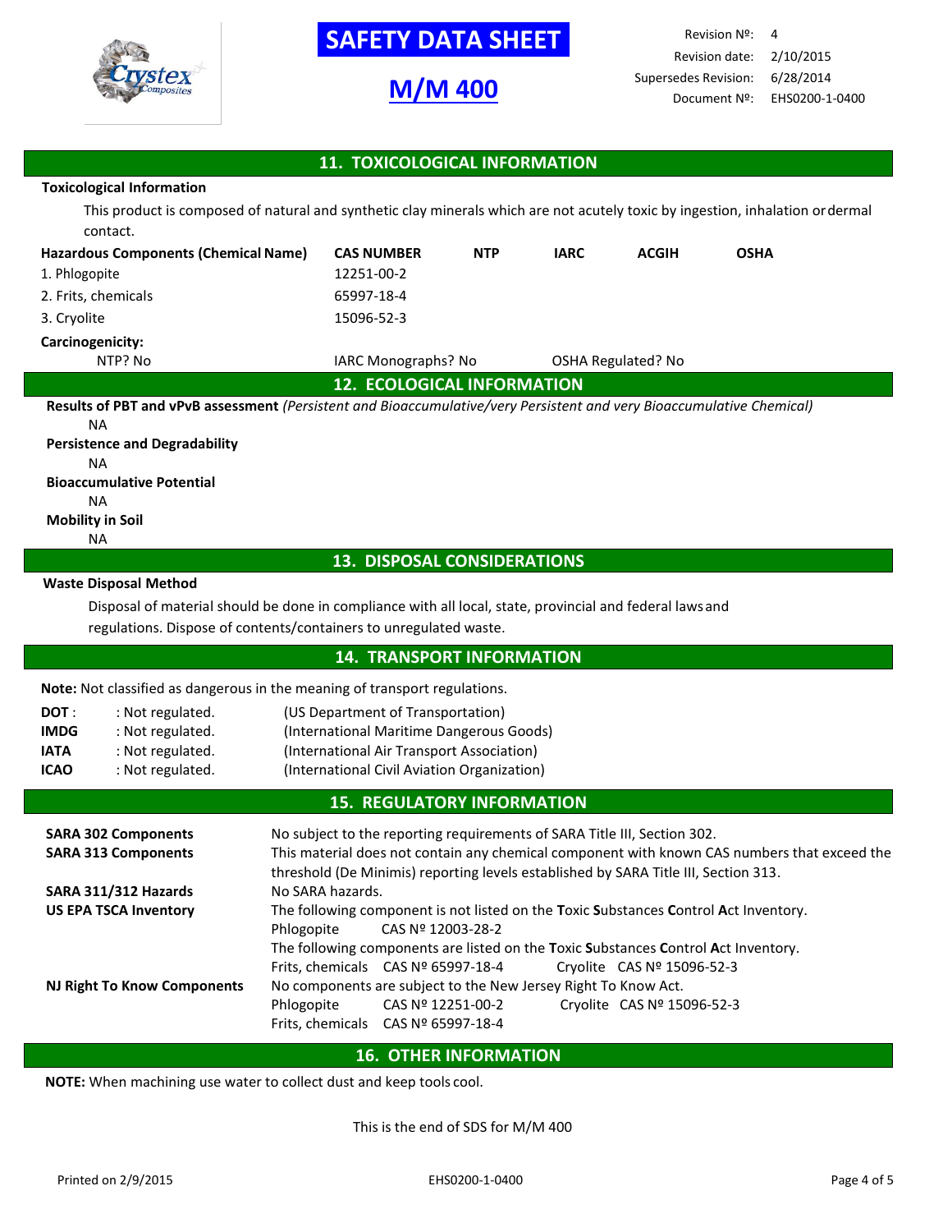# SAFETY DATA SHEET

## M/M 400

| Revision Nº: | 4 |
|---|---|
| Revision date: | 2/10/2015 |
| Supersedes Revision: | 6/28/2014 |
| Document Nº: | EHS0200-1-0400 |

## 11. TOXICOLOGICAL INFORMATION

**Toxicological Information**

This product is composed of natural and synthetic clay minerals which are not acutely toxic by ingestion, inhalation or dermal contact.

| Hazardous Components (Chemical Name) | CAS NUMBER | NTP | IARC | ACGIH | OSHA |
|---|---|---|---|---|---|
| 1. Phlogopite | 12251-00-2 | | | | |
| 2. Frits, chemicals | 65997-18-4 | | | | |
| 3. Cryolite | 15096-52-3 | | | | |

**Carcinogenicity:**

NTP? No — IARC Monographs? No — OSHA Regulated? No

## 12. ECOLOGICAL INFORMATION

**Results of PBT and vPvB assessment** *(Persistent and Bioaccumulative/very Persistent and very Bioaccumulative Chemical)*

NA

**Persistence and Degradability**

NA

**Bioaccumulative Potential**

NA

**Mobility in Soil**

NA

## 13. DISPOSAL CONSIDERATIONS

**Waste Disposal Method**

Disposal of material should be done in compliance with all local, state, provincial and federal laws and regulations. Dispose of contents/containers to unregulated waste.

## 14. TRANSPORT INFORMATION

**Note:** Not classified as dangerous in the meaning of transport regulations.

| | | |
|---|---|---|
| **DOT** : | : Not regulated. | (US Department of Transportation) |
| **IMDG** | : Not regulated. | (International Maritime Dangerous Goods) |
| **IATA** | : Not regulated. | (International Air Transport Association) |
| **ICAO** | : Not regulated. | (International Civil Aviation Organization) |

## 15. REGULATORY INFORMATION

**SARA 302 Components** — No subject to the reporting requirements of SARA Title III, Section 302.

**SARA 313 Components** — This material does not contain any chemical component with known CAS numbers that exceed the threshold (De Minimis) reporting levels established by SARA Title III, Section 313.

**SARA 311/312 Hazards** — No SARA hazards.

**US EPA TSCA Inventory** — The following component is not listed on the **T**oxic **S**ubstances **C**ontrol **A**ct Inventory.
Phlogopite CAS Nº 12003-28-2
The following components are listed on the **T**oxic **S**ubstances **C**ontrol **A**ct Inventory.
Frits, chemicals CAS Nº 65997-18-4 Cryolite CAS Nº 15096-52-3

**NJ Right To Know Components** — No components are subject to the New Jersey Right To Know Act.
Phlogopite CAS Nº 12251-00-2 Cryolite CAS Nº 15096-52-3
Frits, chemicals CAS Nº 65997-18-4

## 16. OTHER INFORMATION

**NOTE:** When machining use water to collect dust and keep tools cool.

This is the end of SDS for M/M 400

Printed on 2/9/2015 EHS0200-1-0400